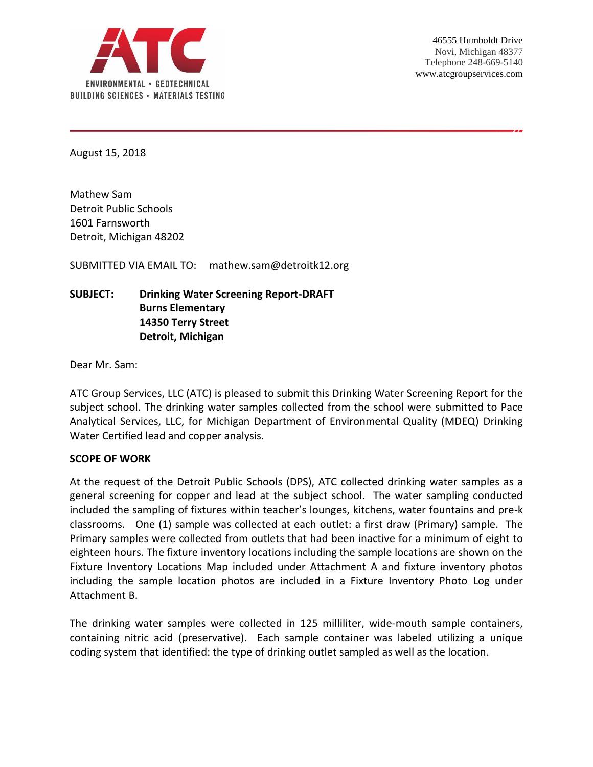ATC

ENVIRONMENTAL • GEOTECHNICAL
BUILDING SCIENCES • MATERIALS TESTING

46555 Humboldt Drive
Novi, Michigan 48377
Telephone 248-669-5140
www.atcgroupservices.com

August 15, 2018

Mathew Sam
Detroit Public Schools
1601 Farnsworth
Detroit, Michigan 48202

SUBMITTED VIA EMAIL TO: mathew.sam@detroitk12.org

**SUBJECT: Drinking Water Screening Report-DRAFT**
**Burns Elementary**
**14350 Terry Street**
**Detroit, Michigan**

Dear Mr. Sam:

ATC Group Services, LLC (ATC) is pleased to submit this Drinking Water Screening Report for the subject school. The drinking water samples collected from the school were submitted to Pace Analytical Services, LLC, for Michigan Department of Environmental Quality (MDEQ) Drinking Water Certified lead and copper analysis.

**SCOPE OF WORK**

At the request of the Detroit Public Schools (DPS), ATC collected drinking water samples as a general screening for copper and lead at the subject school. The water sampling conducted included the sampling of fixtures within teacher's lounges, kitchens, water fountains and pre-k classrooms. One (1) sample was collected at each outlet: a first draw (Primary) sample. The Primary samples were collected from outlets that had been inactive for a minimum of eight to eighteen hours. The fixture inventory locations including the sample locations are shown on the Fixture Inventory Locations Map included under Attachment A and fixture inventory photos including the sample location photos are included in a Fixture Inventory Photo Log under Attachment B.

The drinking water samples were collected in 125 milliliter, wide-mouth sample containers, containing nitric acid (preservative). Each sample container was labeled utilizing a unique coding system that identified: the type of drinking outlet sampled as well as the location.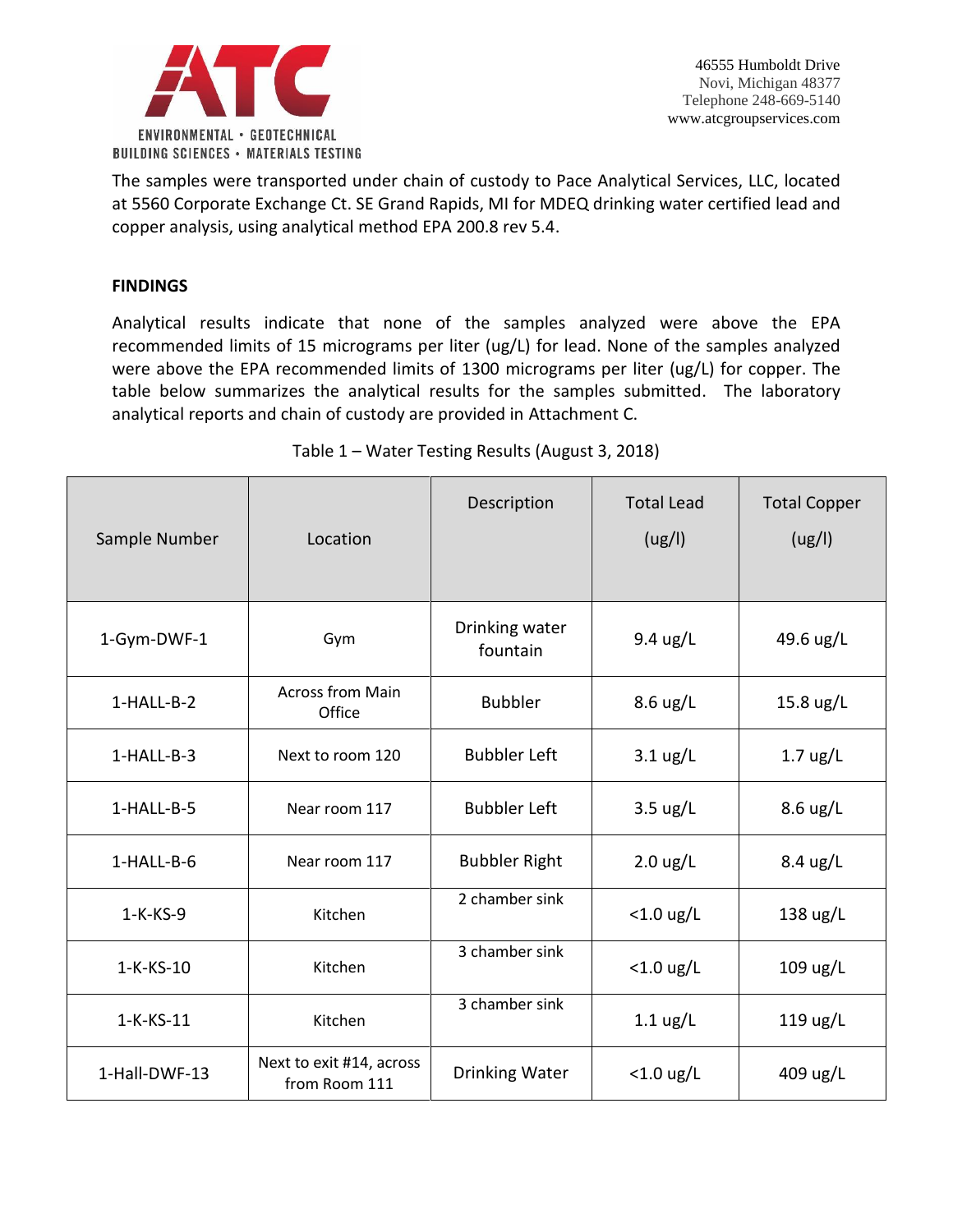The samples were transported under chain of custody to Pace Analytical Services, LLC, located at 5560 Corporate Exchange Ct. SE Grand Rapids, MI for MDEQ drinking water certified lead and copper analysis, using analytical method EPA 200.8 rev 5.4.

**FINDINGS**

Analytical results indicate that none of the samples analyzed were above the EPA recommended limits of 15 micrograms per liter (ug/L) for lead. None of the samples analyzed were above the EPA recommended limits of 1300 micrograms per liter (ug/L) for copper. The table below summarizes the analytical results for the samples submitted. The laboratory analytical reports and chain of custody are provided in Attachment C.

Table 1 – Water Testing Results (August 3, 2018)

| Sample Number | Location | Description | Total Lead (ug/l) | Total Copper (ug/l) |
|---|---|---|---|---|
| 1-Gym-DWF-1 | Gym | Drinking water fountain | 9.4 ug/L | 49.6 ug/L |
| 1-HALL-B-2 | Across from Main Office | Bubbler | 8.6 ug/L | 15.8 ug/L |
| 1-HALL-B-3 | Next to room 120 | Bubbler Left | 3.1 ug/L | 1.7 ug/L |
| 1-HALL-B-5 | Near room 117 | Bubbler Left | 3.5 ug/L | 8.6 ug/L |
| 1-HALL-B-6 | Near room 117 | Bubbler Right | 2.0 ug/L | 8.4 ug/L |
| 1-K-KS-9 | Kitchen | 2 chamber sink | <1.0 ug/L | 138 ug/L |
| 1-K-KS-10 | Kitchen | 3 chamber sink | <1.0 ug/L | 109 ug/L |
| 1-K-KS-11 | Kitchen | 3 chamber sink | 1.1 ug/L | 119 ug/L |
| 1-Hall-DWF-13 | Next to exit #14, across from Room 111 | Drinking Water | <1.0 ug/L | 409 ug/L |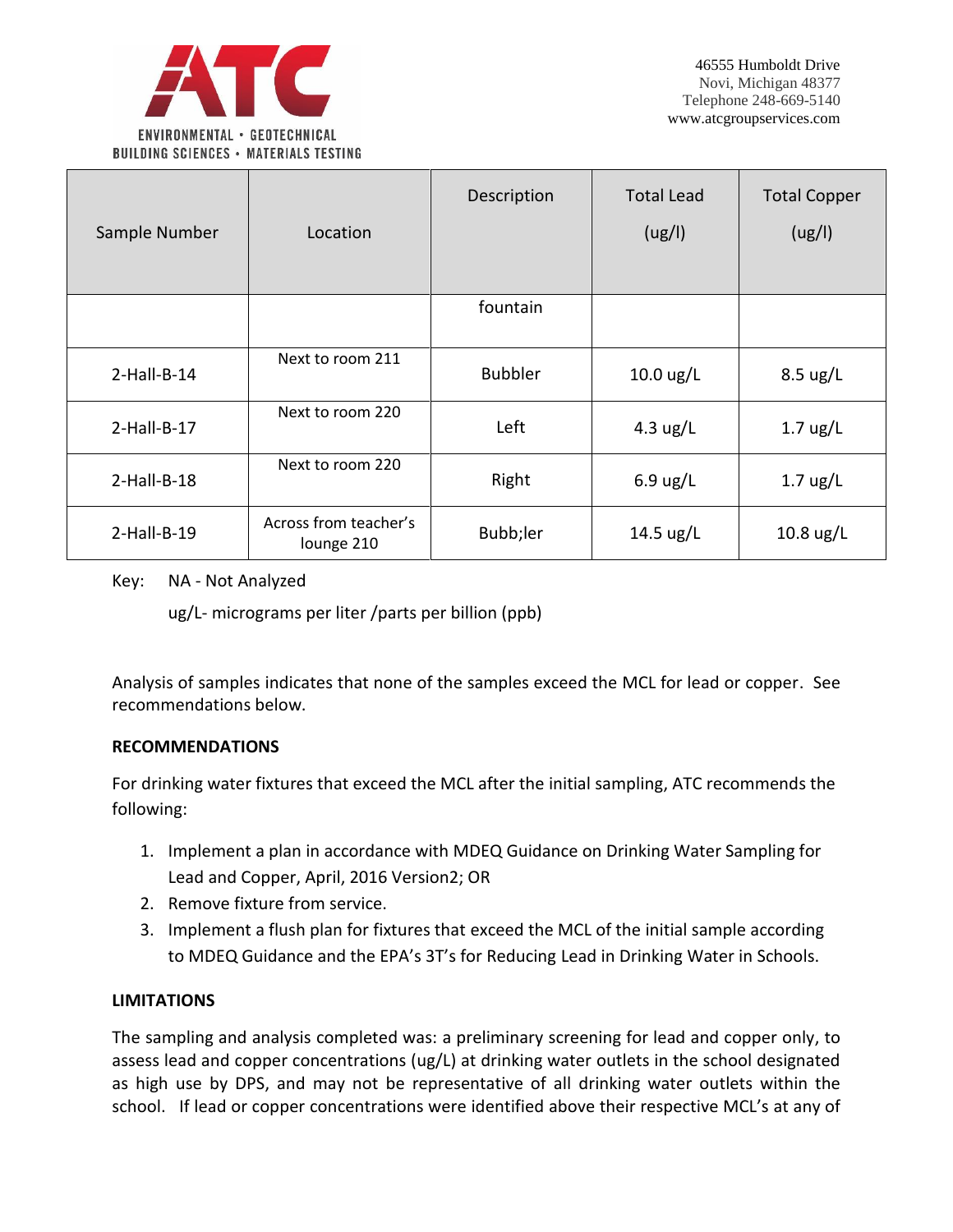| Sample Number | Location | Description | Total Lead (ug/l) | Total Copper (ug/l) |
|---|---|---|---|---|
| | | fountain | | |
| 2-Hall-B-14 | Next to room 211 | Bubbler | 10.0 ug/L | 8.5 ug/L |
| 2-Hall-B-17 | Next to room 220 | Left | 4.3 ug/L | 1.7 ug/L |
| 2-Hall-B-18 | Next to room 220 | Right | 6.9 ug/L | 1.7 ug/L |
| 2-Hall-B-19 | Across from teacher's lounge 210 | Bubb;ler | 14.5 ug/L | 10.8 ug/L |

Key: NA - Not Analyzed

ug/L- micrograms per liter /parts per billion (ppb)

Analysis of samples indicates that none of the samples exceed the MCL for lead or copper. See recommendations below.

**RECOMMENDATIONS**

For drinking water fixtures that exceed the MCL after the initial sampling, ATC recommends the following:

1. Implement a plan in accordance with MDEQ Guidance on Drinking Water Sampling for Lead and Copper, April, 2016 Version2; OR
2. Remove fixture from service.
3. Implement a flush plan for fixtures that exceed the MCL of the initial sample according to MDEQ Guidance and the EPA's 3T's for Reducing Lead in Drinking Water in Schools.

**LIMITATIONS**

The sampling and analysis completed was: a preliminary screening for lead and copper only, to assess lead and copper concentrations (ug/L) at drinking water outlets in the school designated as high use by DPS, and may not be representative of all drinking water outlets within the school. If lead or copper concentrations were identified above their respective MCL's at any of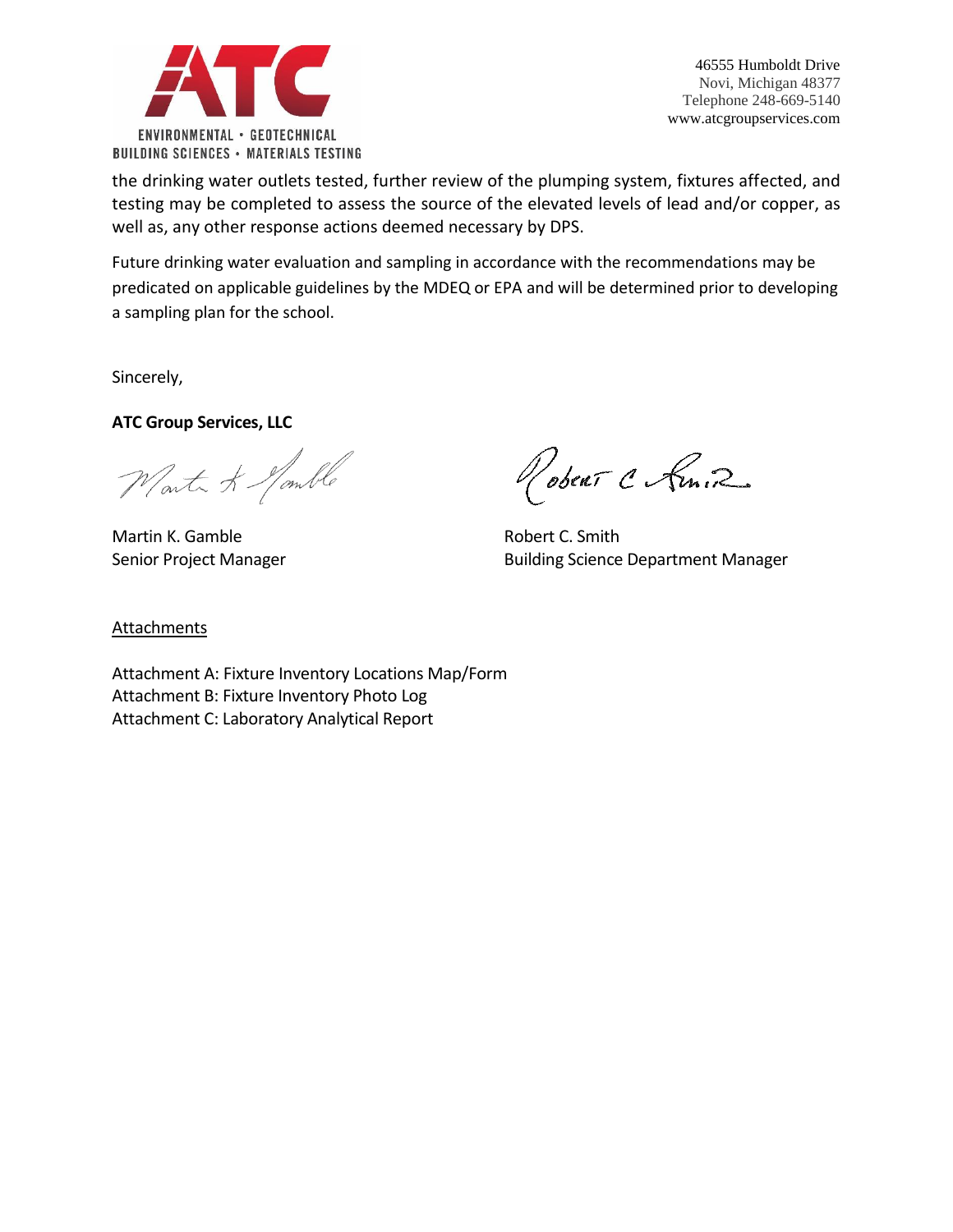the drinking water outlets tested, further review of the plumping system, fixtures affected, and testing may be completed to assess the source of the elevated levels of lead and/or copper, as well as, any other response actions deemed necessary by DPS.

Future drinking water evaluation and sampling in accordance with the recommendations may be predicated on applicable guidelines by the MDEQ or EPA and will be determined prior to developing a sampling plan for the school.

Sincerely,

**ATC Group Services, LLC**

Martin K. Gamble
Senior Project Manager

Robert C. Smith
Building Science Department Manager

Attachments

Attachment A: Fixture Inventory Locations Map/Form
Attachment B: Fixture Inventory Photo Log
Attachment C: Laboratory Analytical Report